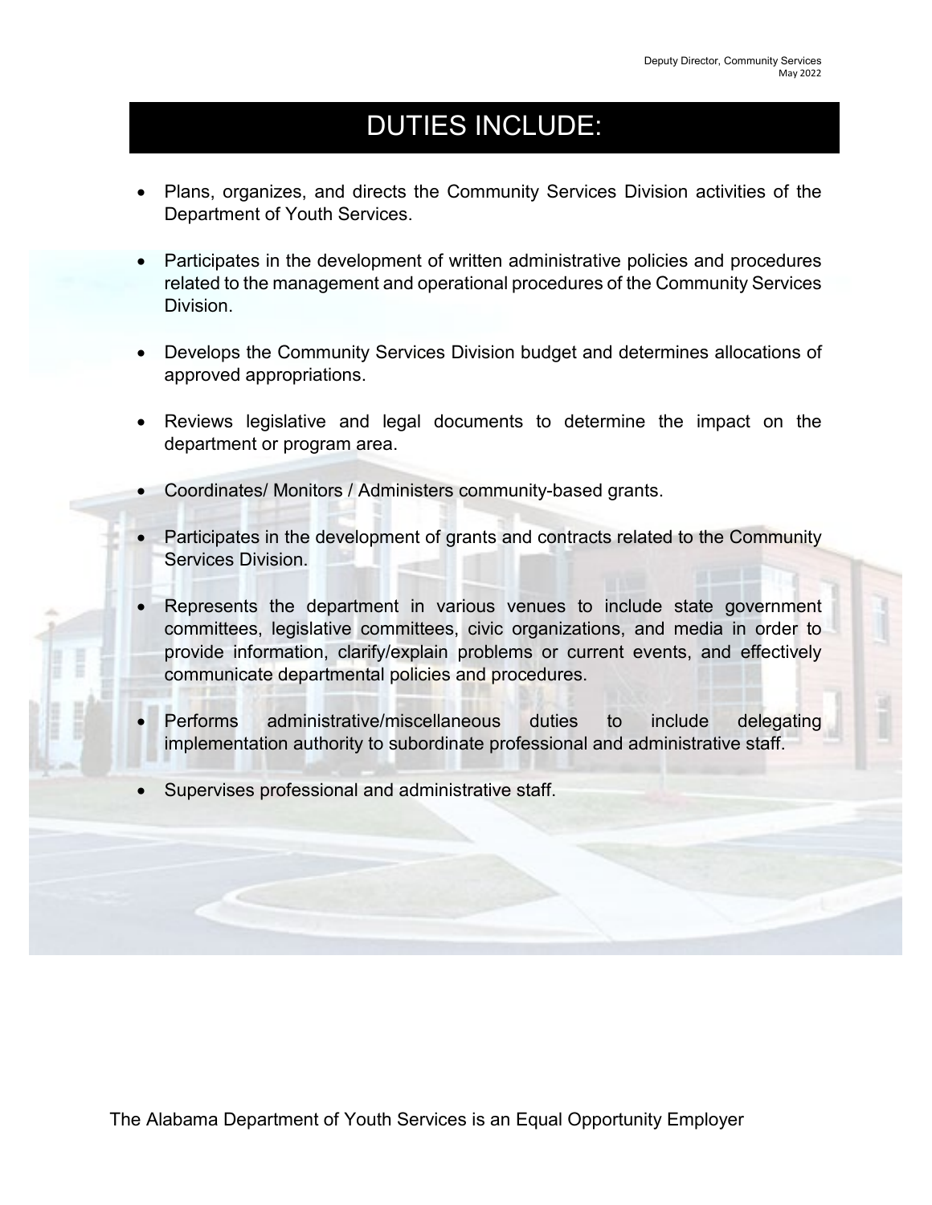# DUTIES INCLUDE:

- Plans, organizes, and directs the Community Services Division activities of the Department of Youth Services.

- Participates in the development of written administrative policies and procedures related to the management and operational procedures of the Community Services Division.

- Develops the Community Services Division budget and determines allocations of approved appropriations.

- Reviews legislative and legal documents to determine the impact on the department or program area.

- Coordinates/ Monitors / Administers community-based grants.

- Participates in the development of grants and contracts related to the Community Services Division.

- Represents the department in various venues to include state government committees, legislative committees, civic organizations, and media in order to provide information, clarify/explain problems or current events, and effectively communicate departmental policies and procedures.

- Performs administrative/miscellaneous duties to include delegating implementation authority to subordinate professional and administrative staff.

- Supervises professional and administrative staff.

The Alabama Department of Youth Services is an Equal Opportunity Employer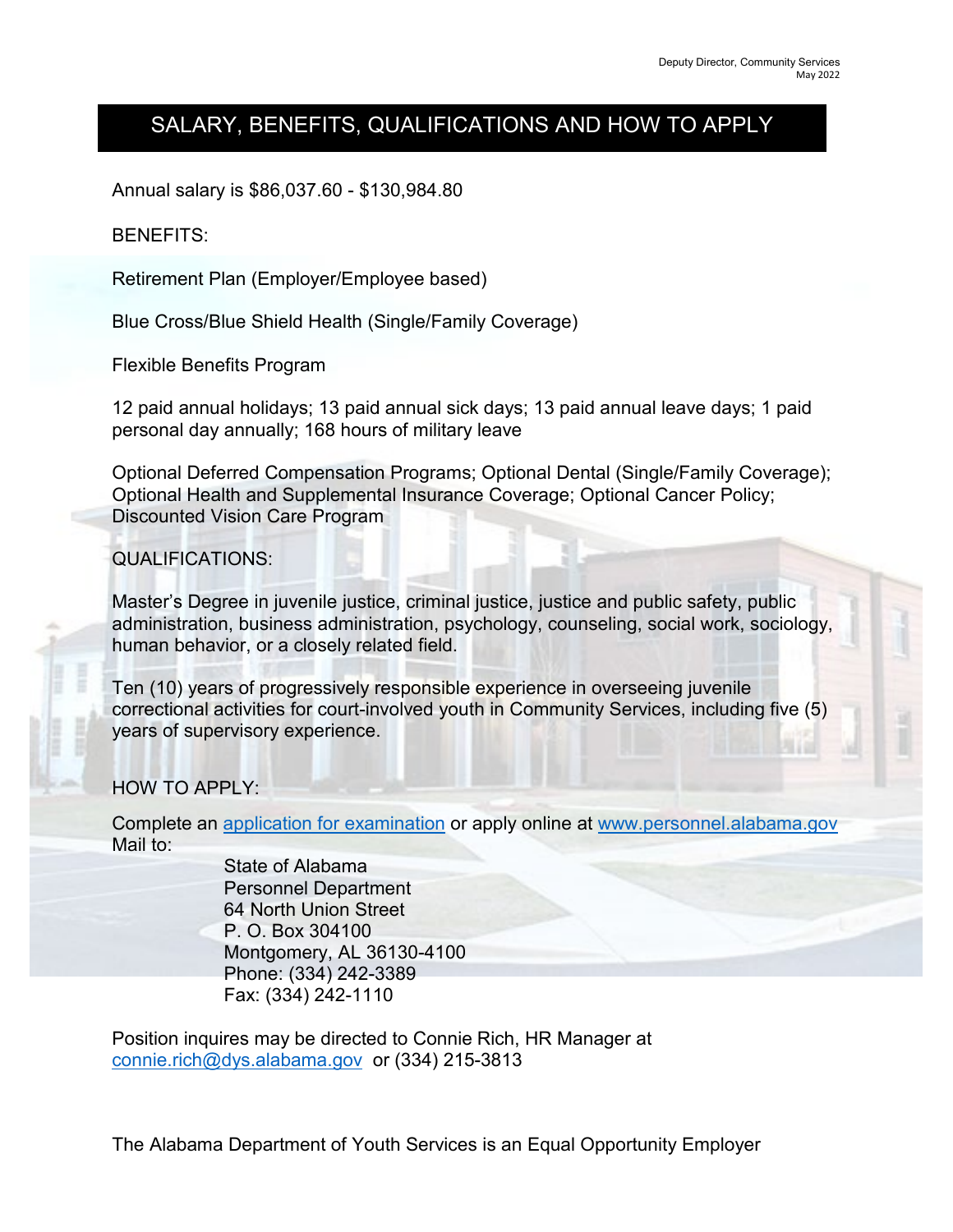## SALARY, BENEFITS, QUALIFICATIONS AND HOW TO APPLY

Annual salary is $86,037.60 - $130,984.80

BENEFITS:

Retirement Plan (Employer/Employee based)

Blue Cross/Blue Shield Health (Single/Family Coverage)

Flexible Benefits Program

12 paid annual holidays; 13 paid annual sick days; 13 paid annual leave days; 1 paid personal day annually; 168 hours of military leave

Optional Deferred Compensation Programs; Optional Dental (Single/Family Coverage); Optional Health and Supplemental Insurance Coverage; Optional Cancer Policy; Discounted Vision Care Program

QUALIFICATIONS:

Master's Degree in juvenile justice, criminal justice, justice and public safety, public administration, business administration, psychology, counseling, social work, sociology, human behavior, or a closely related field.

Ten (10) years of progressively responsible experience in overseeing juvenile correctional activities for court-involved youth in Community Services, including five (5) years of supervisory experience.

HOW TO APPLY:

Complete an application for examination or apply online at www.personnel.alabama.gov
Mail to:

State of Alabama
Personnel Department
64 North Union Street
P. O. Box 304100
Montgomery, AL 36130-4100
Phone: (334) 242-3389
Fax: (334) 242-1110

Position inquires may be directed to Connie Rich, HR Manager at connie.rich@dys.alabama.gov or (334) 215-3813

The Alabama Department of Youth Services is an Equal Opportunity Employer